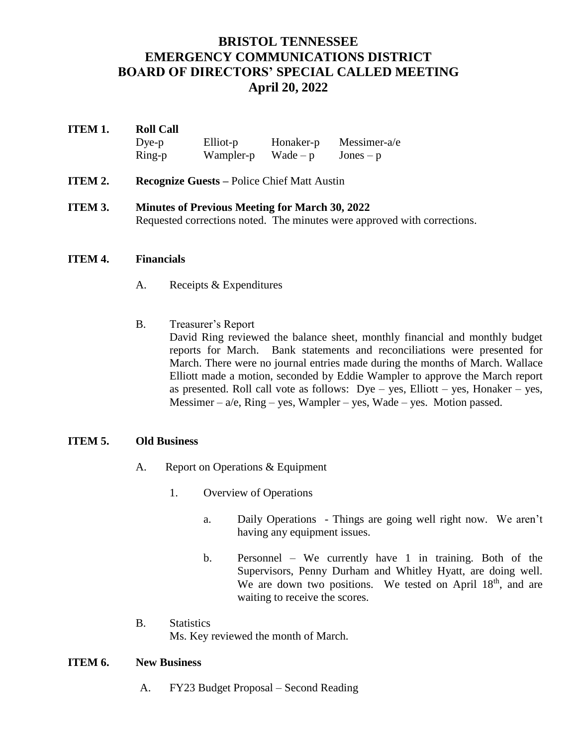# BRISTOL TENNESSEE
# EMERGENCY COMMUNICATIONS DISTRICT
# BOARD OF DIRECTORS' SPECIAL CALLED MEETING
# April 20, 2022

**ITEM 1. Roll Call**

| Dye-p | Elliot-p | Honaker-p | Messimer-a/e |
|---|---|---|---|
| Ring-p | Wampler-p | Wade – p | Jones – p |

**ITEM 2. Recognize Guests –** Police Chief Matt Austin

**ITEM 3. Minutes of Previous Meeting for March 30, 2022**

Requested corrections noted. The minutes were approved with corrections.

**ITEM 4. Financials**

A. Receipts & Expenditures

B. Treasurer's Report

David Ring reviewed the balance sheet, monthly financial and monthly budget reports for March. Bank statements and reconciliations were presented for March. There were no journal entries made during the months of March. Wallace Elliott made a motion, seconded by Eddie Wampler to approve the March report as presented. Roll call vote as follows: Dye – yes, Elliott – yes, Honaker – yes, Messimer – a/e, Ring – yes, Wampler – yes, Wade – yes. Motion passed.

**ITEM 5. Old Business**

A. Report on Operations & Equipment

1. Overview of Operations

a. Daily Operations - Things are going well right now. We aren't having any equipment issues.

b. Personnel – We currently have 1 in training. Both of the Supervisors, Penny Durham and Whitley Hyatt, are doing well. We are down two positions. We tested on April 18th, and are waiting to receive the scores.

B. Statistics

Ms. Key reviewed the month of March.

**ITEM 6. New Business**

A. FY23 Budget Proposal – Second Reading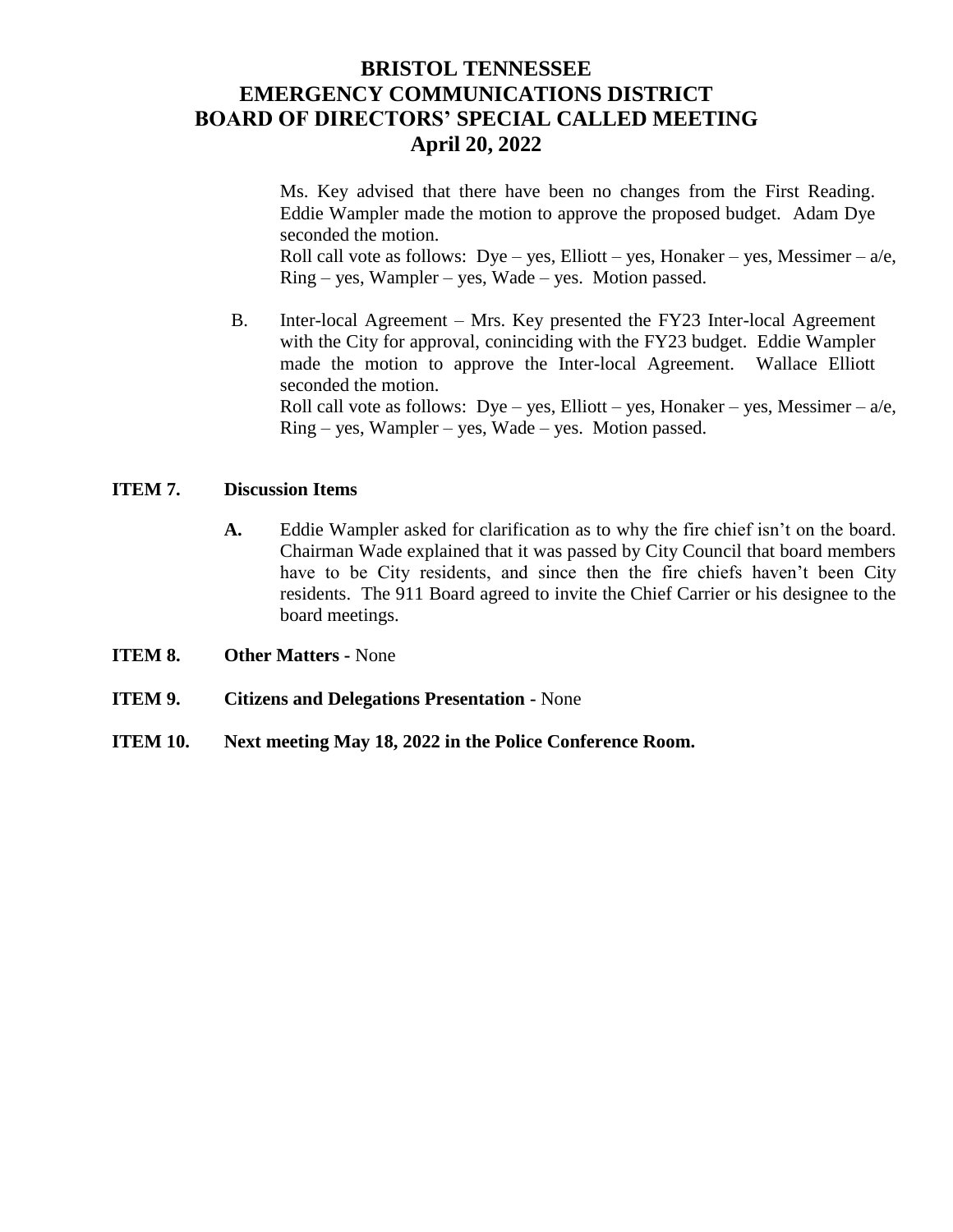# BRISTOL TENNESSEE EMERGENCY COMMUNICATIONS DISTRICT BOARD OF DIRECTORS' SPECIAL CALLED MEETING April 20, 2022

Ms. Key advised that there have been no changes from the First Reading. Eddie Wampler made the motion to approve the proposed budget. Adam Dye seconded the motion.
Roll call vote as follows: Dye – yes, Elliott – yes, Honaker – yes, Messimer – a/e, Ring – yes, Wampler – yes, Wade – yes. Motion passed.

B. Inter-local Agreement – Mrs. Key presented the FY23 Inter-local Agreement with the City for approval, coninciding with the FY23 budget. Eddie Wampler made the motion to approve the Inter-local Agreement. Wallace Elliott seconded the motion.
Roll call vote as follows: Dye – yes, Elliott – yes, Honaker – yes, Messimer – a/e, Ring – yes, Wampler – yes, Wade – yes. Motion passed.

**ITEM 7. Discussion Items**

**A.** Eddie Wampler asked for clarification as to why the fire chief isn't on the board. Chairman Wade explained that it was passed by City Council that board members have to be City residents, and since then the fire chiefs haven't been City residents. The 911 Board agreed to invite the Chief Carrier or his designee to the board meetings.

**ITEM 8. Other Matters** - None

**ITEM 9. Citizens and Delegations Presentation** - None

**ITEM 10. Next meeting May 18, 2022 in the Police Conference Room.**